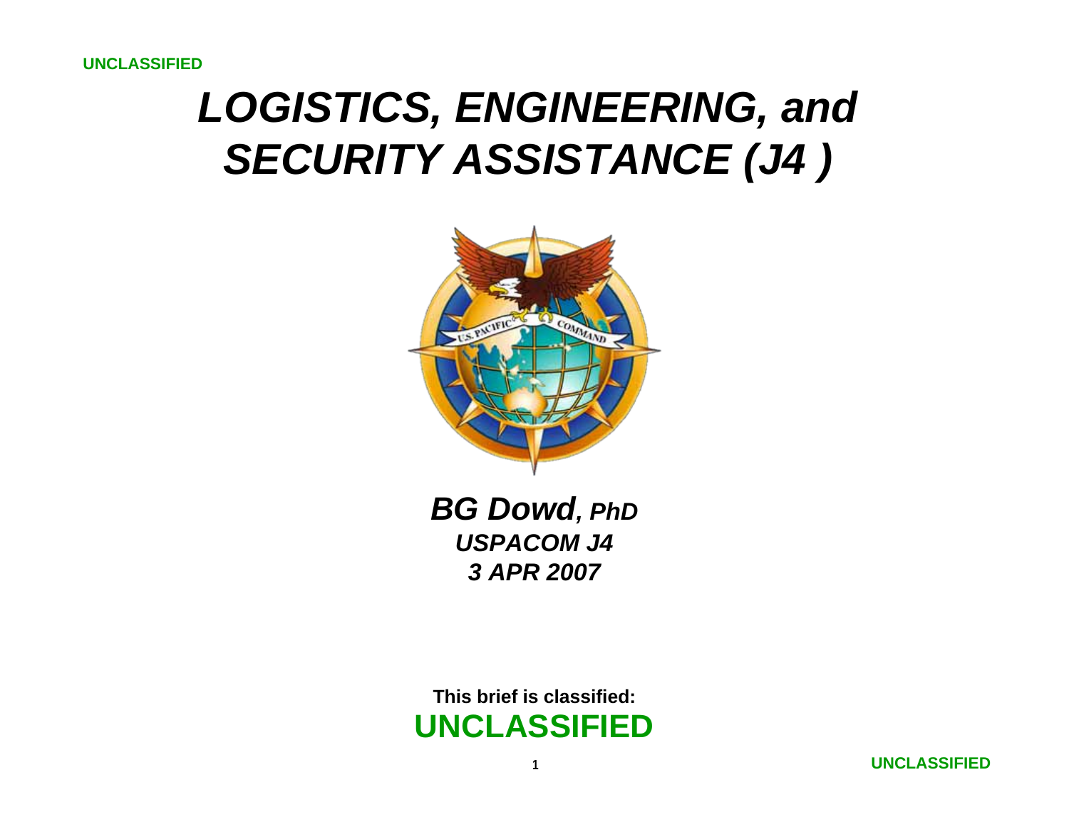UNCLASSIFIED

# *LOGISTICS, ENGINEERING, and SECURITY ASSISTANCE (J4 )*

***BG Dowd*, *PhD***

***USPACOM J4***

***3 APR 2007***

**This brief is classified:**

**UNCLASSIFIED**

UNCLASSIFIED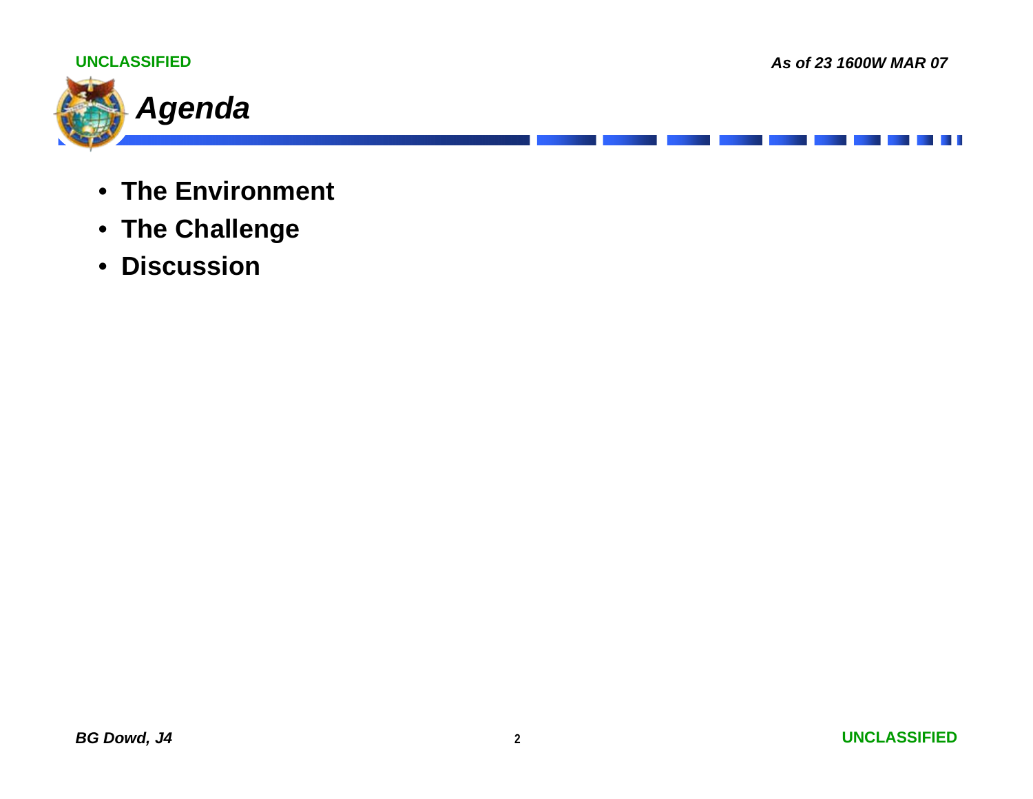# Agenda

- **The Environment**
- **The Challenge**
- **Discussion**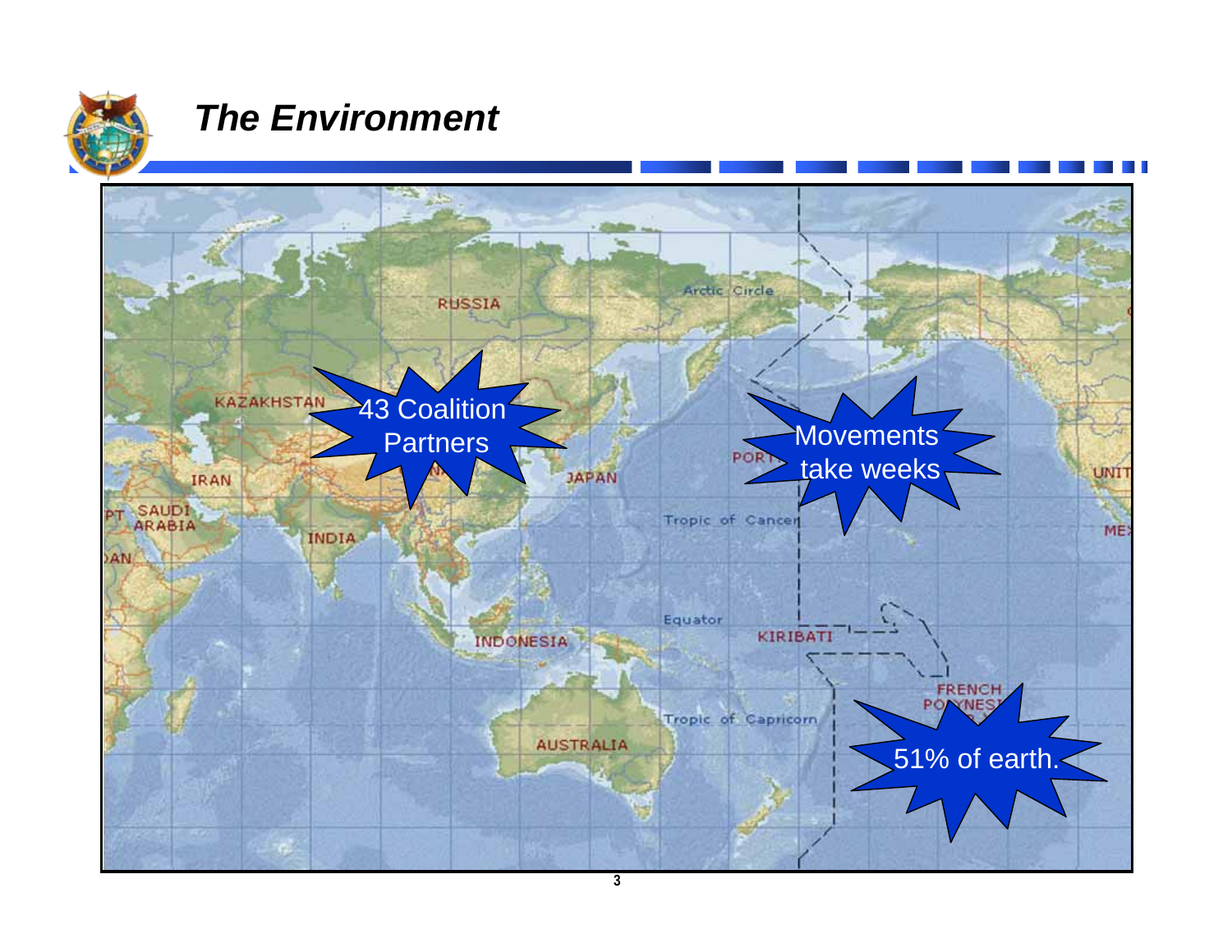# *The Environment*

43 Coalition Partners

Movements take weeks

51% of earth.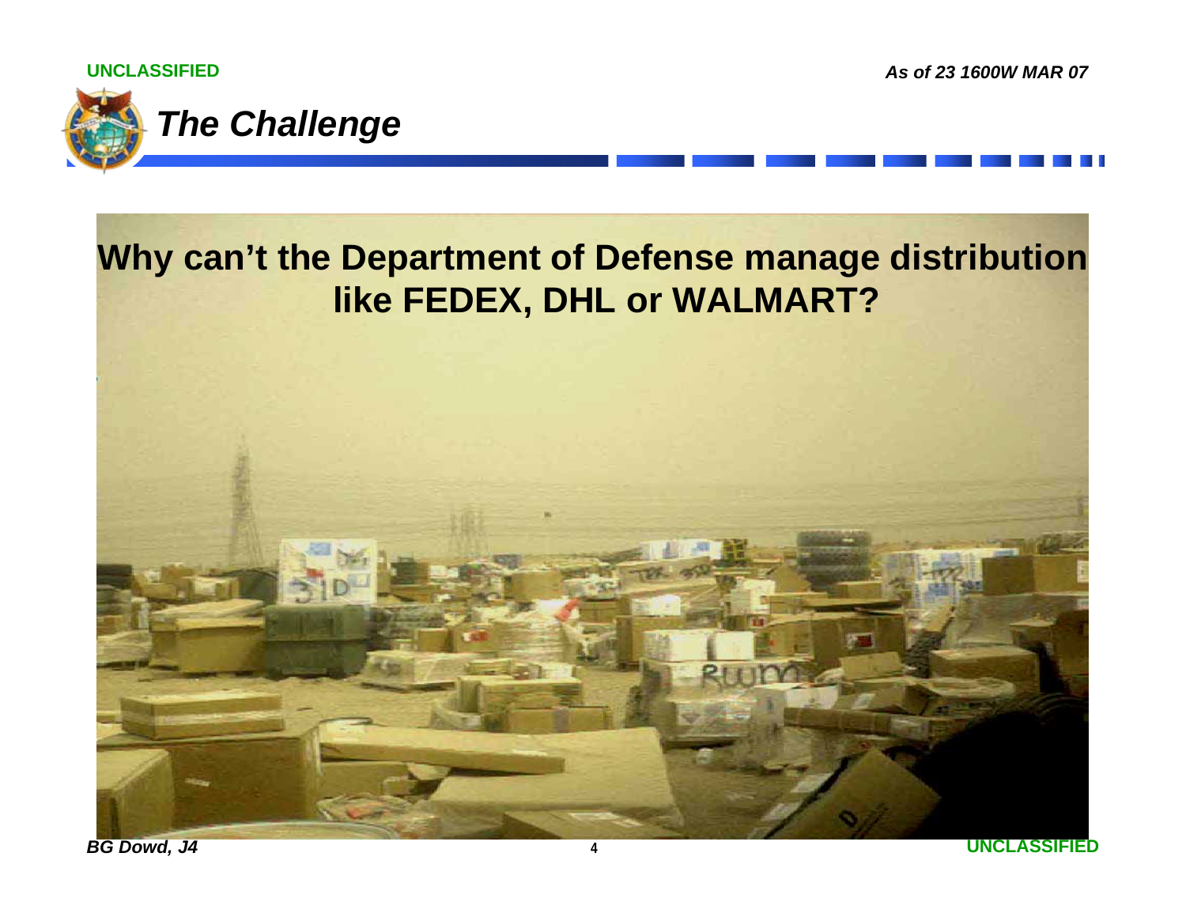# The Challenge

**Why can't the Department of Defense manage distribution like FEDEX, DHL or WALMART?**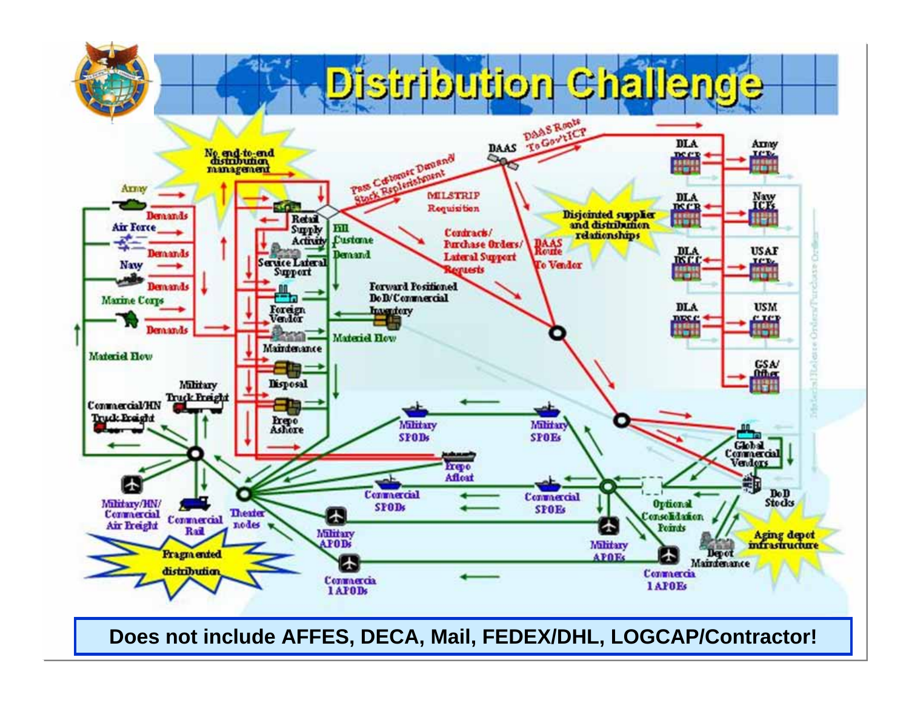# Distribution Challenge

No end-to-end distribution management

Army — Demands

Air Force — Demands

Navy — Demands

Marine Corps — Demands

Material Flow

Retail Supply Activity

Service Lateral Support

Foreign Vendor

Maintenance

Disposal

Prepo Ashore

Fill Customer Demand

Pass Customer Demand/ Stock Replenishment

MILSTRIP Requisition

DAAS

DAAS Route To Gov't ICP

Contracts/ Purchase Orders/ Lateral Support Requests

DAAS Route To Vendor

Forward Positioned DoD/Commercial Inventory

Materiel Flow

Disjointed supplier and distribution relationships

DLA DSCR — Army ICPs

DLA DSCP — Navy ICPs

DLA DSCC — USAF ICPs

DLA DESC — USMC ICP

GSA/ Other

Global Commercial Vendors

DoD Stocks

Aging depot infrastructure

Depot Maintenance

Optional Consolidation Points

Military SPODs

Military SPOEs

Prepo Afloat

Commercial SPODs

Commercial SPOEs

Military APODs

Military APOEs

Commercial APODs

Commercial APOEs

Theater nodes

Commercial/HN Truck Freight

Military Truck Freight

Military/HN/ Commercial Air Freight

Commercial Rail

Fragmented distribution

**Does not include AFFES, DECA, Mail, FEDEX/DHL, LOGCAP/Contractor!**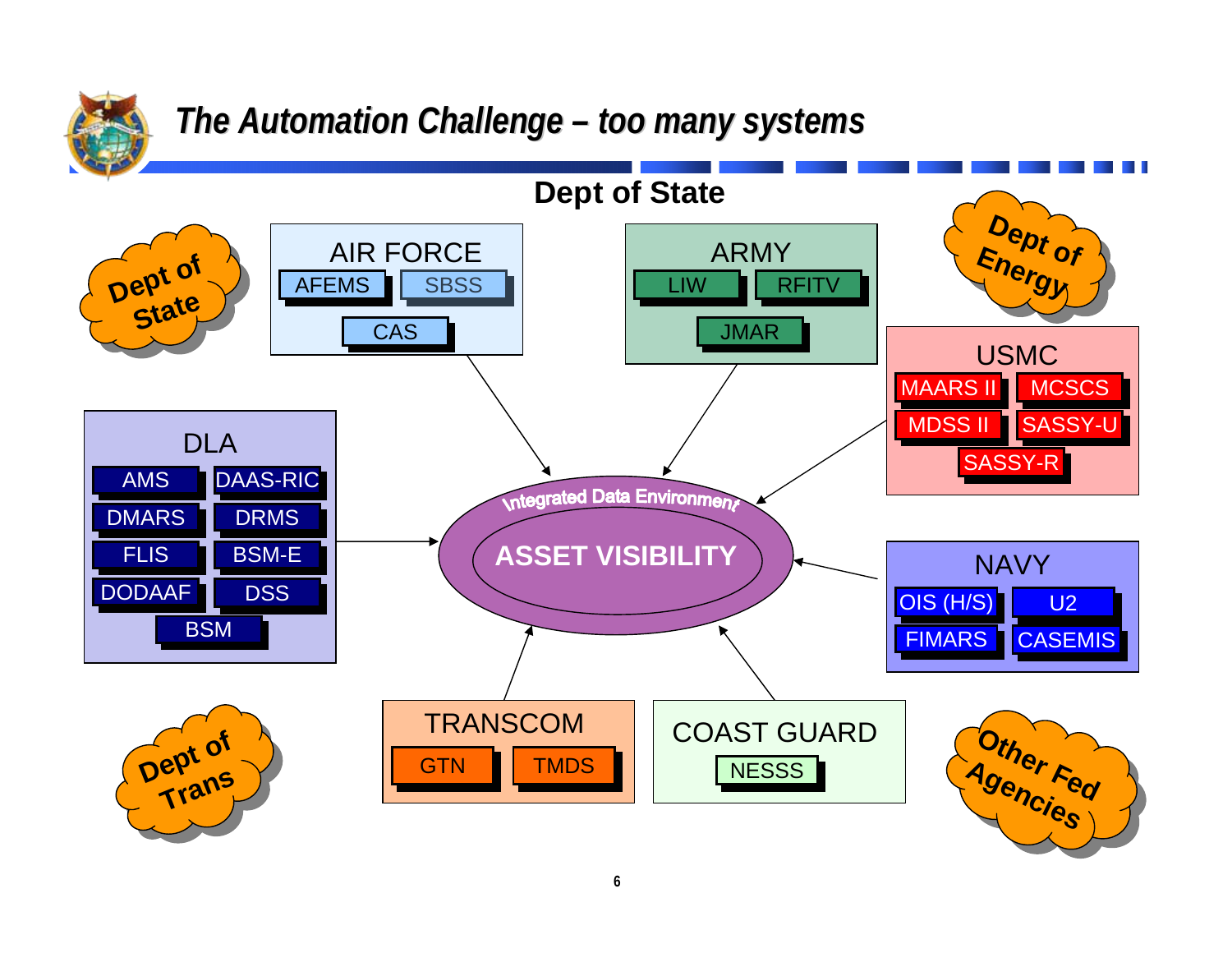# The Automation Challenge – too many systems

**Dept of State**

Dept of State

Dept of Energy

Dept of Trans

Other Fed Agencies

**AIR FORCE**
- AFEMS
- SBSS
- CAS

**ARMY**
- LIW
- RFITV
- JMAR

**USMC**
- MAARS II
- MCSCS
- MDSS II
- SASSY-U
- SASSY-R

**DLA**
- AMS
- DAAS-RIC
- DMARS
- DRMS
- FLIS
- BSM-E
- DODAAF
- DSS
- BSM

**Integrated Data Environment**

**ASSET VISIBILITY**

**NAVY**
- OIS (H/S)
- U2
- FIMARS
- CASEMIS

**TRANSCOM**
- GTN
- TMDS

**COAST GUARD**
- NESSS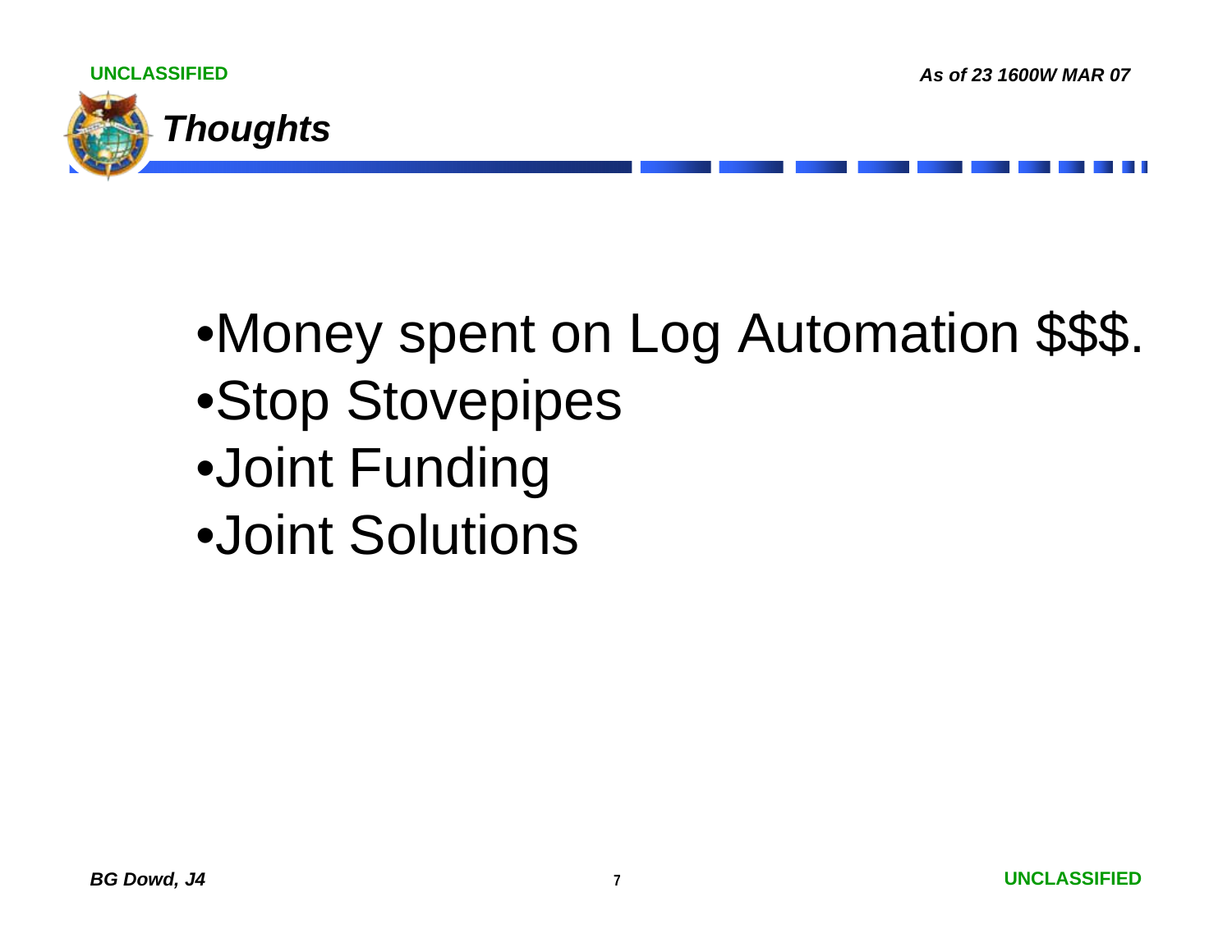UNCLASSIFIED

*As of 23 1600W MAR 07*

# *Thoughts*

- Money spent on Log Automation $$$.
- Stop Stovepipes
- Joint Funding
- Joint Solutions

*BG Dowd, J4*

UNCLASSIFIED